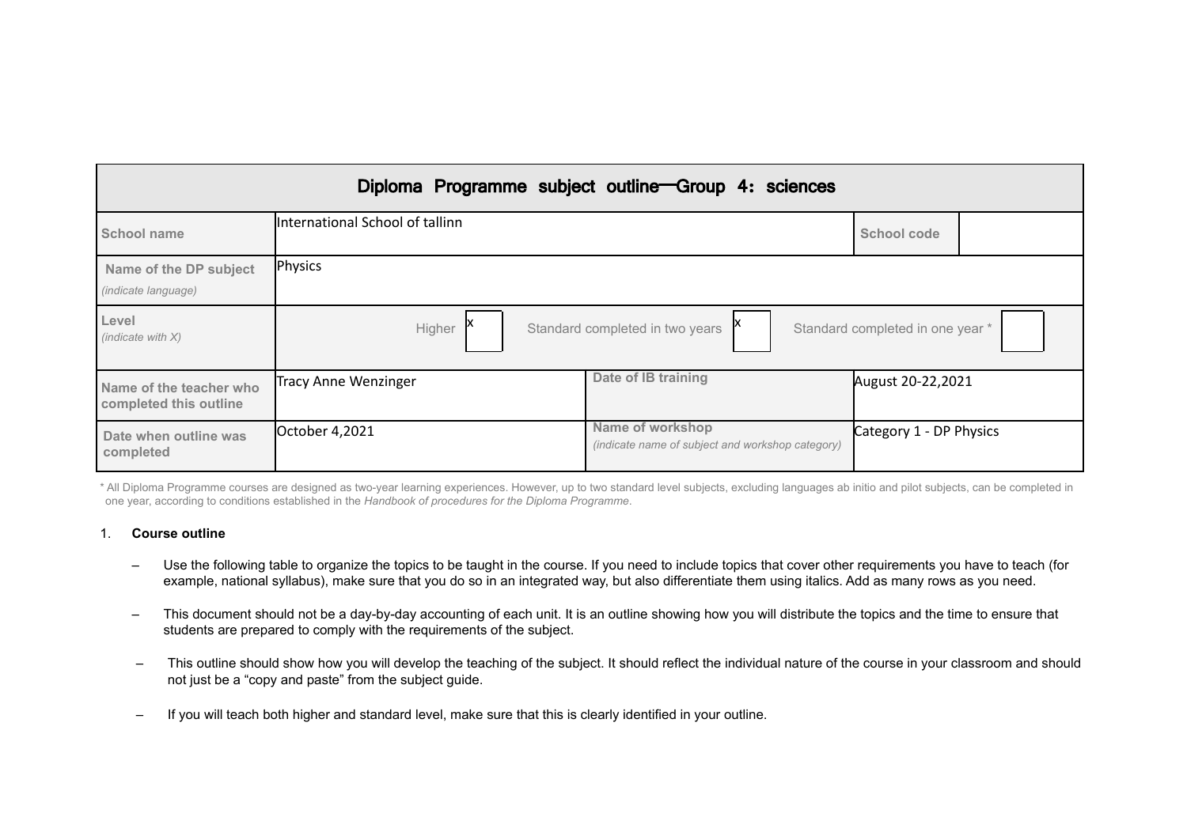| Diploma Programme subject outline—Group 4: sciences | | | | |
|---|---|---|---|---|
| School name | International School of tallinn | | School code | |
| Name of the DP subject *(indicate language)* | Physics | | | |
| Level *(indicate with X)* | Higher [x] Standard completed in two years [x] Standard completed in one year * [ ] | | | |
| Name of the teacher who completed this outline | Tracy Anne Wenzinger | Date of IB training | August 20-22,2021 | |
| Date when outline was completed | October 4,2021 | Name of workshop *(indicate name of subject and workshop category)* | Category 1 - DP Physics | |

\* All Diploma Programme courses are designed as two-year learning experiences. However, up to two standard level subjects, excluding languages ab initio and pilot subjects, can be completed in one year, according to conditions established in the *Handbook of procedures for the Diploma Programme*.

1. **Course outline**

   – Use the following table to organize the topics to be taught in the course. If you need to include topics that cover other requirements you have to teach (for example, national syllabus), make sure that you do so in an integrated way, but also differentiate them using italics. Add as many rows as you need.

   – This document should not be a day-by-day accounting of each unit. It is an outline showing how you will distribute the topics and the time to ensure that students are prepared to comply with the requirements of the subject.

   – This outline should show how you will develop the teaching of the subject. It should reflect the individual nature of the course in your classroom and should not just be a "copy and paste" from the subject guide.

   – If you will teach both higher and standard level, make sure that this is clearly identified in your outline.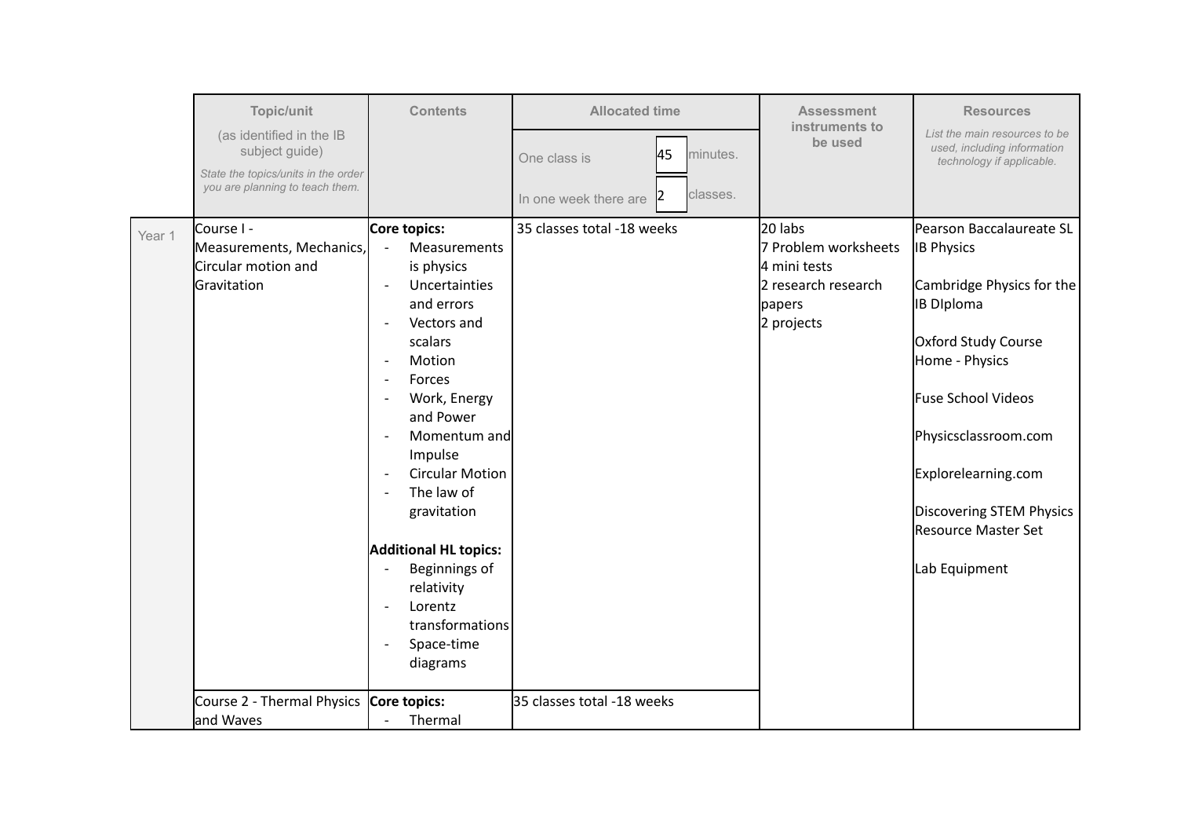| | Topic/unit (as identified in the IB subject guide) *State the topics/units in the order you are planning to teach them.* | Contents | Allocated time One class is 45 minutes. In one week there are 2 classes. | Assessment instruments to be used | Resources *List the main resources to be used, including information technology if applicable.* |
|---|---|---|---|---|---|
| Year 1 | Course I - Measurements, Mechanics, Circular motion and Gravitation | **Core topics:**<br>- Measurements is physics<br>- Uncertainties and errors<br>- Vectors and scalars<br>- Motion<br>- Forces<br>- Work, Energy and Power<br>- Momentum and Impulse<br>- Circular Motion<br>- The law of gravitation<br><br>**Additional HL topics:**<br>- Beginnings of relativity<br>- Lorentz transformations<br>- Space-time diagrams | 35 classes total -18 weeks | 20 labs<br>7 Problem worksheets<br>4 mini tests<br>2 research research papers<br>2 projects | Pearson Baccalaureate SL IB Physics<br><br>Cambridge Physics for the IB DIploma<br><br>Oxford Study Course Home - Physics<br><br>Fuse School Videos<br><br>Physicsclassroom.com<br><br>Explorelearning.com<br><br>Discovering STEM Physics Resource Master Set<br><br>Lab Equipment |
| | Course 2 - Thermal Physics and Waves | **Core topics:**<br>- Thermal | 35 classes total -18 weeks | | |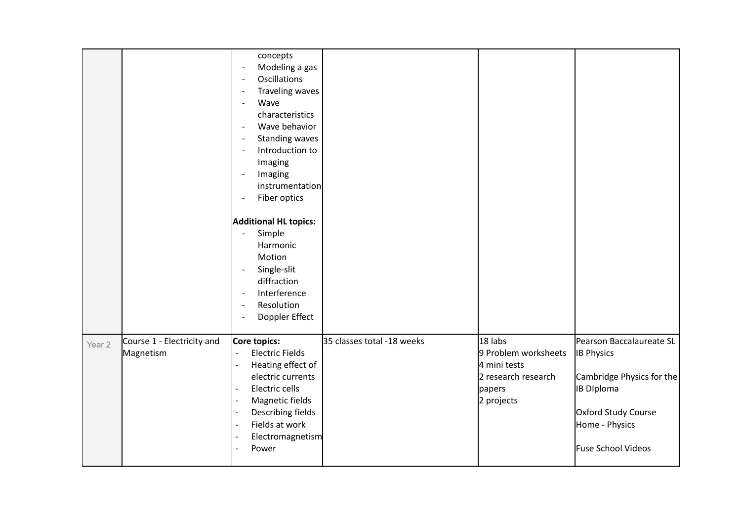| | | | | | |
|---|---|---|---|---|---|
| | | concepts<br>- Modeling a gas<br>- Oscillations<br>- Traveling waves<br>- Wave characteristics<br>- Wave behavior<br>- Standing waves<br>- Introduction to Imaging<br>- Imaging instrumentation<br>- Fiber optics<br><br>**Additional HL topics:**<br>- Simple Harmonic Motion<br>- Single-slit diffraction<br>- Interference<br>- Resolution<br>- Doppler Effect | | | |
| Year 2 | Course 1 - Electricity and Magnetism | **Core topics:**<br>- Electric Fields<br>- Heating effect of electric currents<br>- Electric cells<br>- Magnetic fields<br>- Describing fields<br>- Fields at work<br>- Electromagnetism<br>- Power | 35 classes total -18 weeks | 18 labs<br>9 Problem worksheets<br>4 mini tests<br>2 research research papers<br>2 projects | Pearson Baccalaureate SL IB Physics<br><br>Cambridge Physics for the IB DIploma<br><br>Oxford Study Course Home - Physics<br><br>Fuse School Videos |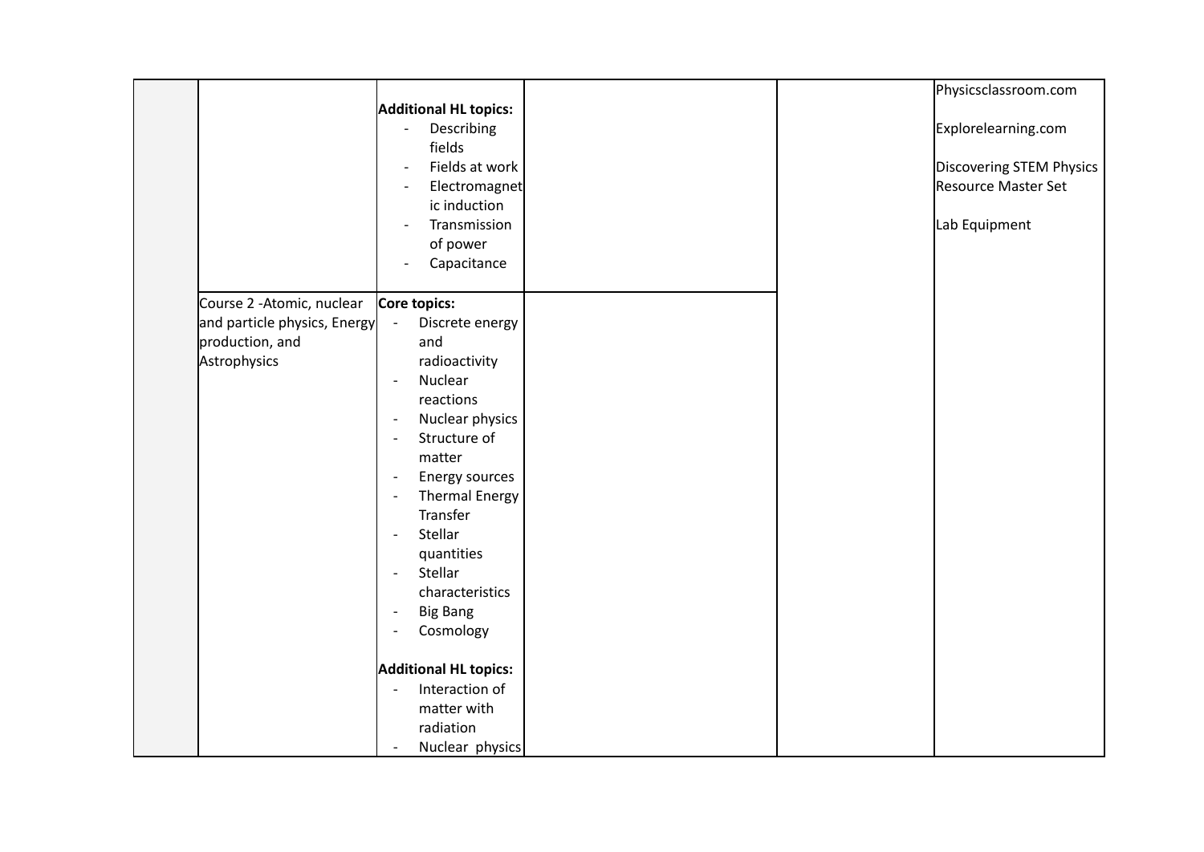|  |  |  |  |  |  |
|---|---|---|---|---|---|
|  |  | **Additional HL topics:**<br>- Describing fields<br>- Fields at work<br>- Electromagnetic induction<br>- Transmission of power<br>- Capacitance |  |  | Physicsclassroom.com<br><br>Explorelearning.com<br><br>Discovering STEM Physics Resource Master Set<br><br>Lab Equipment |
|  | Course 2 -Atomic, nuclear and particle physics, Energy production, and Astrophysics | **Core topics:**<br>- Discrete energy and radioactivity<br>- Nuclear reactions<br>- Nuclear physics<br>- Structure of matter<br>- Energy sources<br>- Thermal Energy Transfer<br>- Stellar quantities<br>- Stellar characteristics<br>- Big Bang<br>- Cosmology<br><br>**Additional HL topics:**<br>- Interaction of matter with radiation<br>- Nuclear physics |  |  |  |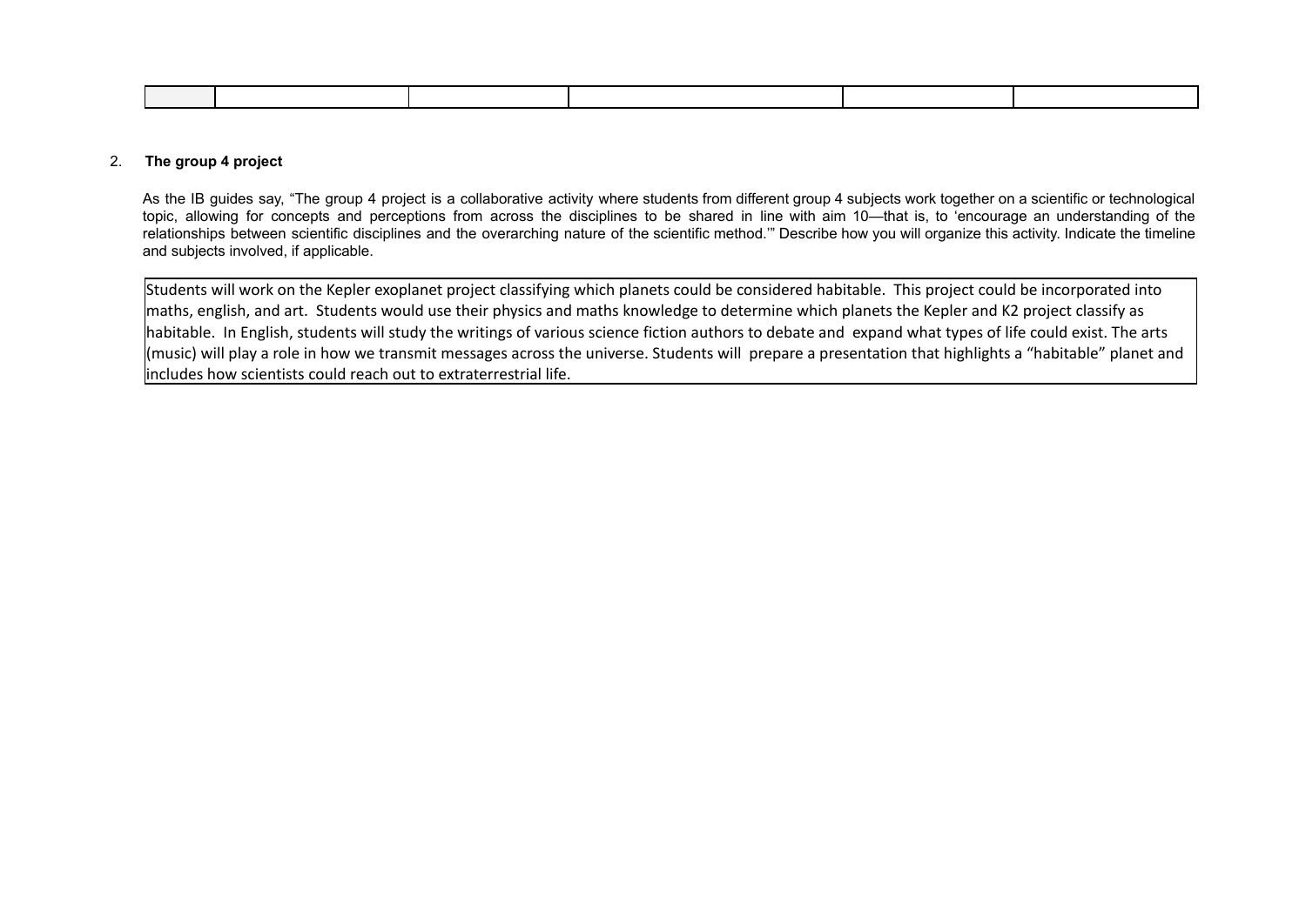| | | | | | |
|---|---|---|---|---|---|

2. **The group 4 project**

As the IB guides say, "The group 4 project is a collaborative activity where students from different group 4 subjects work together on a scientific or technological topic, allowing for concepts and perceptions from across the disciplines to be shared in line with aim 10—that is, to 'encourage an understanding of the relationships between scientific disciplines and the overarching nature of the scientific method.'" Describe how you will organize this activity. Indicate the timeline and subjects involved, if applicable.

| Students will work on the Kepler exoplanet project classifying which planets could be considered habitable. This project could be incorporated into maths, english, and art. Students would use their physics and maths knowledge to determine which planets the Kepler and K2 project classify as habitable. In English, students will study the writings of various science fiction authors to debate and expand what types of life could exist. The arts (music) will play a role in how we transmit messages across the universe. Students will prepare a presentation that highlights a "habitable" planet and includes how scientists could reach out to extraterrestrial life. |
|---|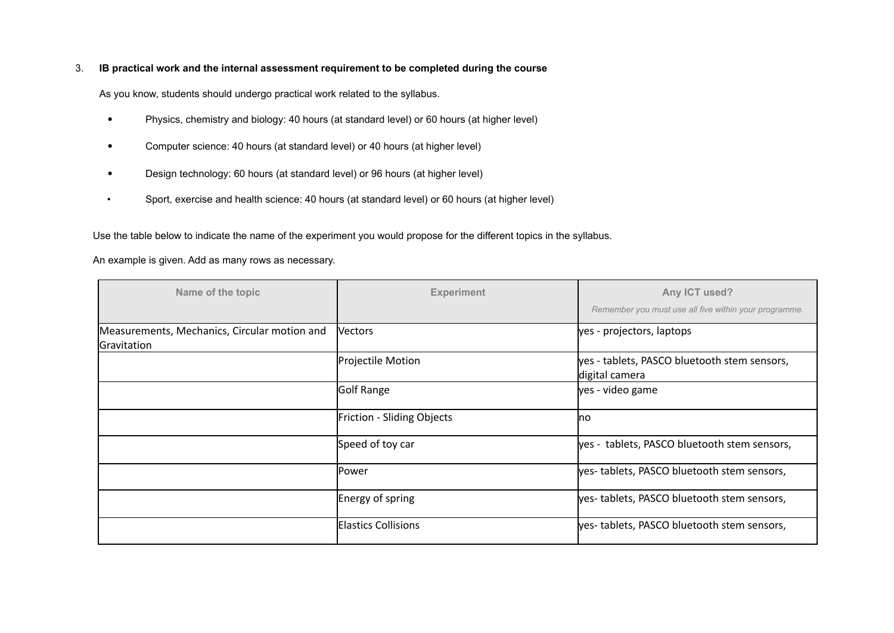3. **IB practical work and the internal assessment requirement to be completed during the course**

   As you know, students should undergo practical work related to the syllabus.

   - Physics, chemistry and biology: 40 hours (at standard level) or 60 hours (at higher level)
   - Computer science: 40 hours (at standard level) or 40 hours (at higher level)
   - Design technology: 60 hours (at standard level) or 96 hours (at higher level)
   - Sport, exercise and health science: 40 hours (at standard level) or 60 hours (at higher level)

Use the table below to indicate the name of the experiment you would propose for the different topics in the syllabus.

An example is given. Add as many rows as necessary.

| Name of the topic | Experiment | Any ICT used? *Remember you must use all five within your programme.* |
|---|---|---|
| Measurements, Mechanics, Circular motion and Gravitation | Vectors | yes - projectors, laptops |
| | Projectile Motion | yes - tablets, PASCO bluetooth stem sensors, digital camera |
| | Golf Range | yes - video game |
| | Friction - Sliding Objects | no |
| | Speed of toy car | yes - tablets, PASCO bluetooth stem sensors, |
| | Power | yes- tablets, PASCO bluetooth stem sensors, |
| | Energy of spring | yes- tablets, PASCO bluetooth stem sensors, |
| | Elastics Collisions | yes- tablets, PASCO bluetooth stem sensors, |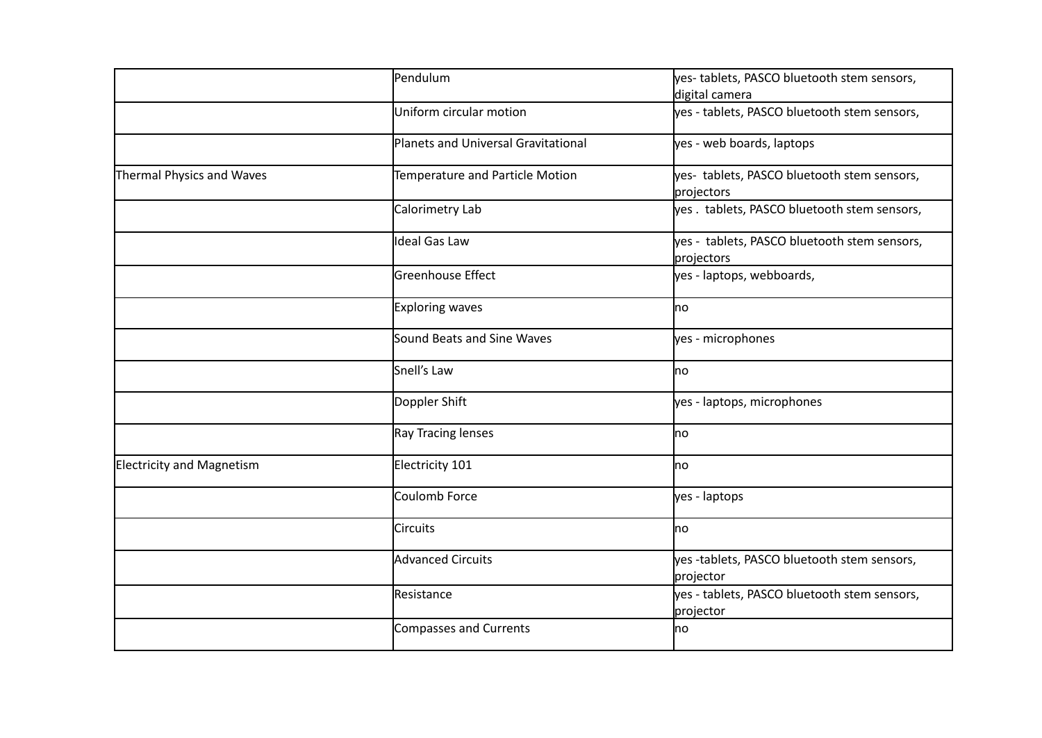|  |  |  |
|---|---|---|
|  | Pendulum | yes- tablets, PASCO bluetooth stem sensors, digital camera |
|  | Uniform circular motion | yes - tablets, PASCO bluetooth stem sensors, |
|  | Planets and Universal Gravitational | yes - web boards, laptops |
| Thermal Physics and Waves | Temperature and Particle Motion | yes- tablets, PASCO bluetooth stem sensors, projectors |
|  | Calorimetry Lab | yes . tablets, PASCO bluetooth stem sensors, |
|  | Ideal Gas Law | yes - tablets, PASCO bluetooth stem sensors, projectors |
|  | Greenhouse Effect | yes - laptops, webboards, |
|  | Exploring waves | no |
|  | Sound Beats and Sine Waves | yes - microphones |
|  | Snell's Law | no |
|  | Doppler Shift | yes - laptops, microphones |
|  | Ray Tracing lenses | no |
| Electricity and Magnetism | Electricity 101 | no |
|  | Coulomb Force | yes - laptops |
|  | Circuits | no |
|  | Advanced Circuits | yes -tablets, PASCO bluetooth stem sensors, projector |
|  | Resistance | yes - tablets, PASCO bluetooth stem sensors, projector |
|  | Compasses and Currents | no |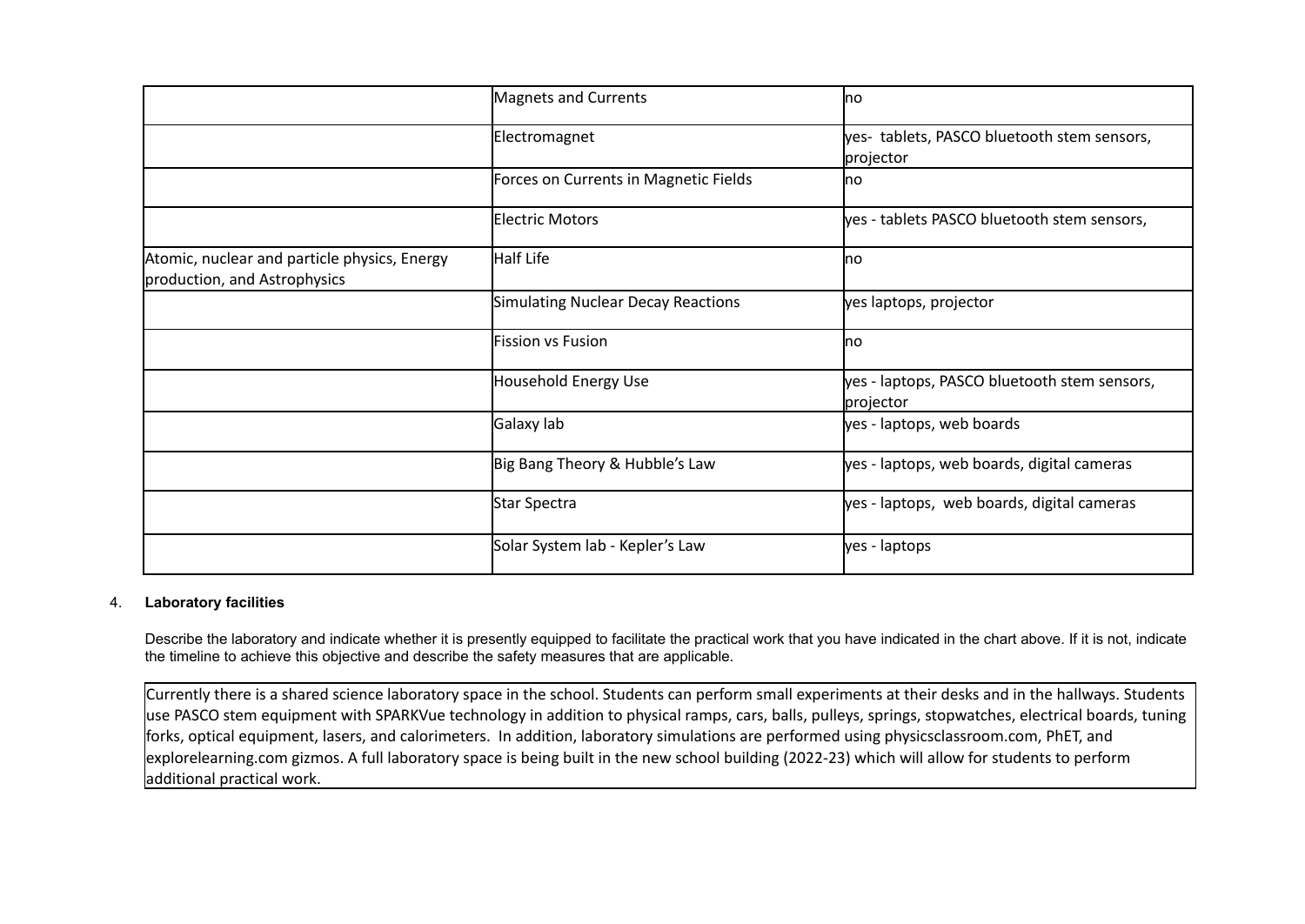|  |  |  |
|---|---|---|
|  | Magnets and Currents | no |
|  | Electromagnet | yes- tablets, PASCO bluetooth stem sensors, projector |
|  | Forces on Currents in Magnetic Fields | no |
|  | Electric Motors | yes - tablets PASCO bluetooth stem sensors, |
| Atomic, nuclear and particle physics, Energy production, and Astrophysics | Half Life | no |
|  | Simulating Nuclear Decay Reactions | yes laptops, projector |
|  | Fission vs Fusion | no |
|  | Household Energy Use | yes - laptops, PASCO bluetooth stem sensors, projector |
|  | Galaxy lab | yes - laptops, web boards |
|  | Big Bang Theory & Hubble's Law | yes - laptops, web boards, digital cameras |
|  | Star Spectra | yes - laptops, web boards, digital cameras |
|  | Solar System lab - Kepler's Law | yes - laptops |

4. **Laboratory facilities**

Describe the laboratory and indicate whether it is presently equipped to facilitate the practical work that you have indicated in the chart above. If it is not, indicate the timeline to achieve this objective and describe the safety measures that are applicable.

| Currently there is a shared science laboratory space in the school. Students can perform small experiments at their desks and in the hallways. Students use PASCO stem equipment with SPARKVue technology in addition to physical ramps, cars, balls, pulleys, springs, stopwatches, electrical boards, tuning forks, optical equipment, lasers, and calorimeters. In addition, laboratory simulations are performed using physicsclassroom.com, PhET, and explorelearning.com gizmos. A full laboratory space is being built in the new school building (2022-23) which will allow for students to perform additional practical work. |
|---|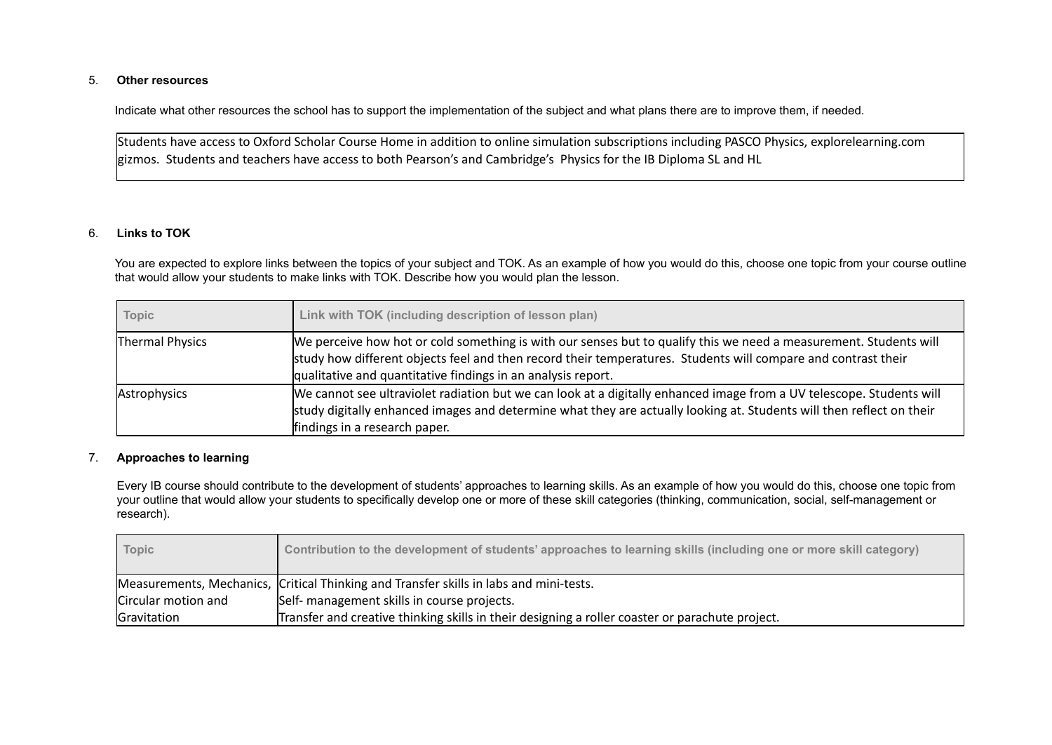5. **Other resources**

Indicate what other resources the school has to support the implementation of the subject and what plans there are to improve them, if needed.

| Students have access to Oxford Scholar Course Home in addition to online simulation subscriptions including PASCO Physics, explorelearning.com gizmos. Students and teachers have access to both Pearson's and Cambridge's Physics for the IB Diploma SL and HL |
|---|

6. **Links to TOK**

You are expected to explore links between the topics of your subject and TOK. As an example of how you would do this, choose one topic from your course outline that would allow your students to make links with TOK. Describe how you would plan the lesson.

| Topic | Link with TOK (including description of lesson plan) |
|---|---|
| Thermal Physics | We perceive how hot or cold something is with our senses but to qualify this we need a measurement. Students will study how different objects feel and then record their temperatures. Students will compare and contrast their qualitative and quantitative findings in an analysis report. |
| Astrophysics | We cannot see ultraviolet radiation but we can look at a digitally enhanced image from a UV telescope. Students will study digitally enhanced images and determine what they are actually looking at. Students will then reflect on their findings in a research paper. |

7. **Approaches to learning**

Every IB course should contribute to the development of students' approaches to learning skills. As an example of how you would do this, choose one topic from your outline that would allow your students to specifically develop one or more of these skill categories (thinking, communication, social, self-management or research).

| Topic | Contribution to the development of students' approaches to learning skills (including one or more skill category) |
|---|---|
| Measurements, Mechanics, Circular motion and Gravitation | Critical Thinking and Transfer skills in labs and mini-tests.<br>Self- management skills in course projects.<br>Transfer and creative thinking skills in their designing a roller coaster or parachute project. |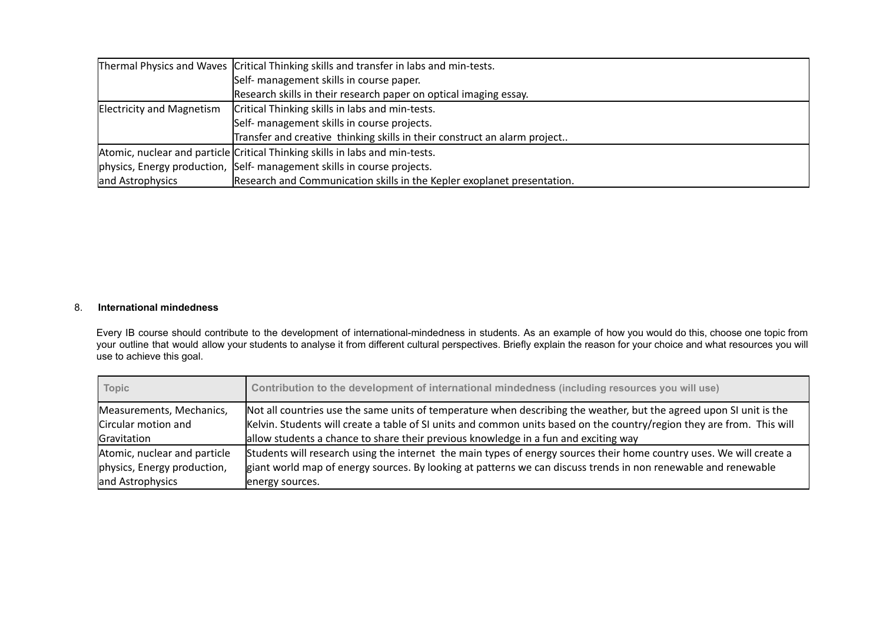| | |
|---|---|
| Thermal Physics and Waves | Critical Thinking skills and transfer in labs and min-tests.<br>Self- management skills in course paper.<br>Research skills in their research paper on optical imaging essay. |
| Electricity and Magnetism | Critical Thinking skills in labs and min-tests.<br>Self- management skills in course projects.<br>Transfer and creative thinking skills in their construct an alarm project.. |
| Atomic, nuclear and particle physics, Energy production, and Astrophysics | Critical Thinking skills in labs and min-tests.<br>Self- management skills in course projects.<br>Research and Communication skills in the Kepler exoplanet presentation. |

8. **International mindedness**

Every IB course should contribute to the development of international-mindedness in students. As an example of how you would do this, choose one topic from your outline that would allow your students to analyse it from different cultural perspectives. Briefly explain the reason for your choice and what resources you will use to achieve this goal.

| Topic | Contribution to the development of international mindedness (including resources you will use) |
|---|---|
| Measurements, Mechanics, Circular motion and Gravitation | Not all countries use the same units of temperature when describing the weather, but the agreed upon SI unit is the Kelvin. Students will create a table of SI units and common units based on the country/region they are from. This will allow students a chance to share their previous knowledge in a fun and exciting way |
| Atomic, nuclear and particle physics, Energy production, and Astrophysics | Students will research using the internet the main types of energy sources their home country uses. We will create a giant world map of energy sources. By looking at patterns we can discuss trends in non renewable and renewable energy sources. |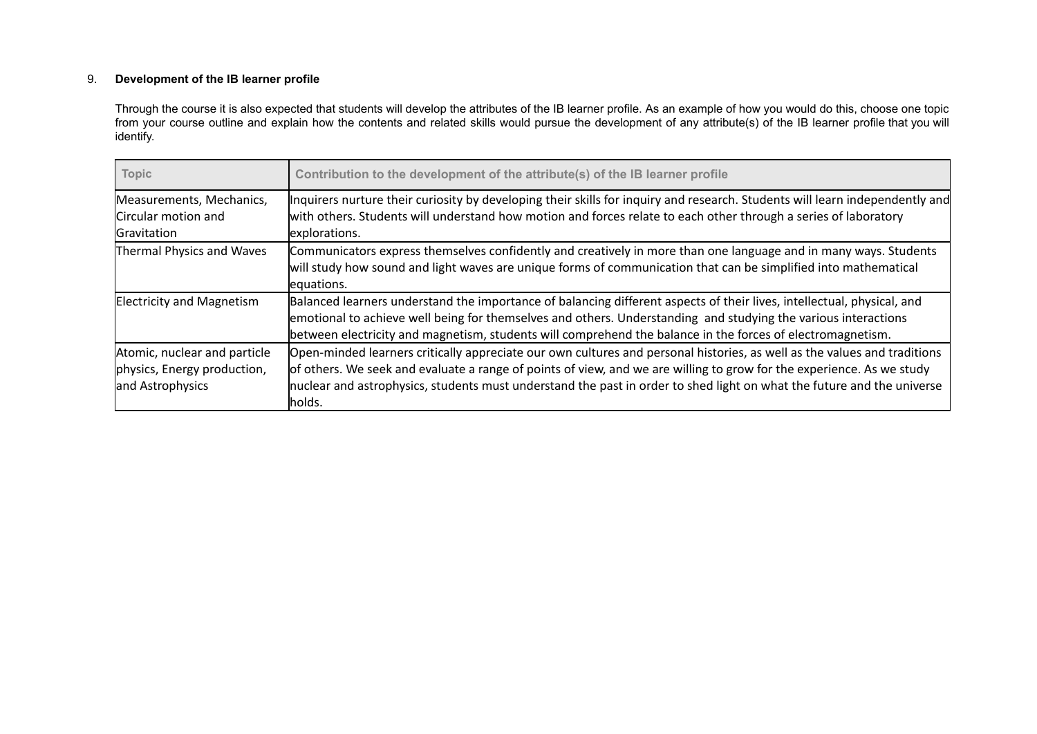9. **Development of the IB learner profile**

Through the course it is also expected that students will develop the attributes of the IB learner profile. As an example of how you would do this, choose one topic from your course outline and explain how the contents and related skills would pursue the development of any attribute(s) of the IB learner profile that you will identify.

| Topic | Contribution to the development of the attribute(s) of the IB learner profile |
|---|---|
| Measurements, Mechanics, Circular motion and Gravitation | Inquirers nurture their curiosity by developing their skills for inquiry and research. Students will learn independently and with others. Students will understand how motion and forces relate to each other through a series of laboratory explorations. |
| Thermal Physics and Waves | Communicators express themselves confidently and creatively in more than one language and in many ways. Students will study how sound and light waves are unique forms of communication that can be simplified into mathematical equations. |
| Electricity and Magnetism | Balanced learners understand the importance of balancing different aspects of their lives, intellectual, physical, and emotional to achieve well being for themselves and others. Understanding and studying the various interactions between electricity and magnetism, students will comprehend the balance in the forces of electromagnetism. |
| Atomic, nuclear and particle physics, Energy production, and Astrophysics | Open-minded learners critically appreciate our own cultures and personal histories, as well as the values and traditions of others. We seek and evaluate a range of points of view, and we are willing to grow for the experience. As we study nuclear and astrophysics, students must understand the past in order to shed light on what the future and the universe holds. |